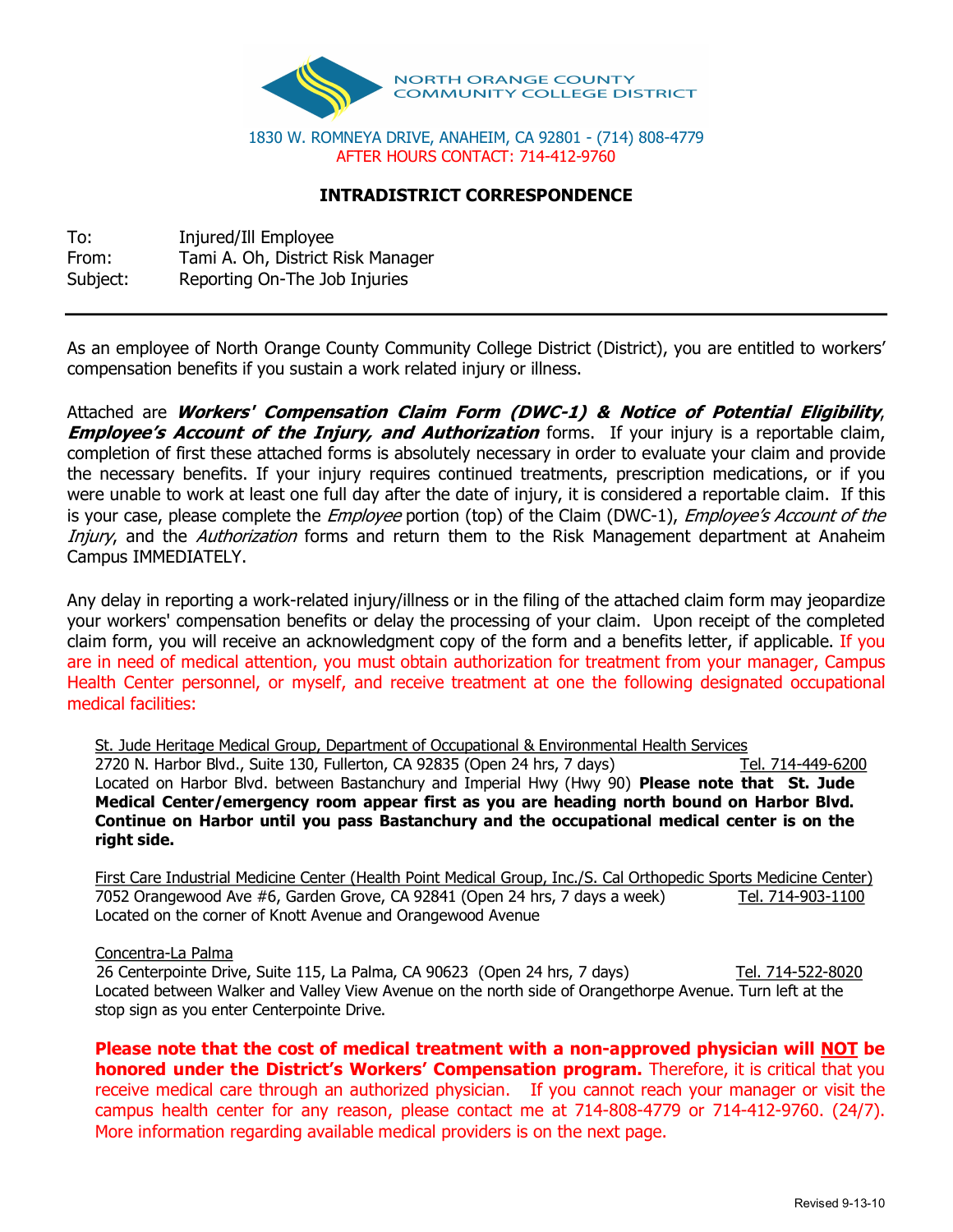NORTH ORANGE COUNTY COMMUNITY COLLEGE DISTRICT

1830 W. ROMNEYA DRIVE, ANAHEIM, CA 92801 - (714) 808-4779
AFTER HOURS CONTACT: 714-412-9760

## INTRADISTRICT CORRESPONDENCE

To: Injured/Ill Employee
From: Tami A. Oh, District Risk Manager
Subject: Reporting On-The Job Injuries

---

As an employee of North Orange County Community College District (District), you are entitled to workers' compensation benefits if you sustain a work related injury or illness.

Attached are ***Workers' Compensation Claim Form (DWC-1) & Notice of Potential Eligibility***, ***Employee's Account of the Injury, and Authorization*** forms. If your injury is a reportable claim, completion of first these attached forms is absolutely necessary in order to evaluate your claim and provide the necessary benefits. If your injury requires continued treatments, prescription medications, or if you were unable to work at least one full day after the date of injury, it is considered a reportable claim. If this is your case, please complete the *Employee* portion (top) of the Claim (DWC-1), *Employee's Account of the Injury*, and the *Authorization* forms and return them to the Risk Management department at Anaheim Campus IMMEDIATELY.

Any delay in reporting a work-related injury/illness or in the filing of the attached claim form may jeopardize your workers' compensation benefits or delay the processing of your claim. Upon receipt of the completed claim form, you will receive an acknowledgment copy of the form and a benefits letter, if applicable. If you are in need of medical attention, you must obtain authorization for treatment from your manager, Campus Health Center personnel, or myself, and receive treatment at one the following designated occupational medical facilities:

St. Jude Heritage Medical Group, Department of Occupational & Environmental Health Services
2720 N. Harbor Blvd., Suite 130, Fullerton, CA 92835 (Open 24 hrs, 7 days) Tel. 714-449-6200
Located on Harbor Blvd. between Bastanchury and Imperial Hwy (Hwy 90) **Please note that St. Jude Medical Center/emergency room appear first as you are heading north bound on Harbor Blvd. Continue on Harbor until you pass Bastanchury and the occupational medical center is on the right side.**

First Care Industrial Medicine Center (Health Point Medical Group, Inc./S. Cal Orthopedic Sports Medicine Center)
7052 Orangewood Ave #6, Garden Grove, CA 92841 (Open 24 hrs, 7 days a week) Tel. 714-903-1100
Located on the corner of Knott Avenue and Orangewood Avenue

Concentra-La Palma
26 Centerpointe Drive, Suite 115, La Palma, CA 90623 (Open 24 hrs, 7 days) Tel. 714-522-8020
Located between Walker and Valley View Avenue on the north side of Orangethorpe Avenue. Turn left at the stop sign as you enter Centerpointe Drive.

**Please note that the cost of medical treatment with a non-approved physician will NOT be honored under the District's Workers' Compensation program.** Therefore, it is critical that you receive medical care through an authorized physician. If you cannot reach your manager or visit the campus health center for any reason, please contact me at 714-808-4779 or 714-412-9760. (24/7). More information regarding available medical providers is on the next page.

Revised 9-13-10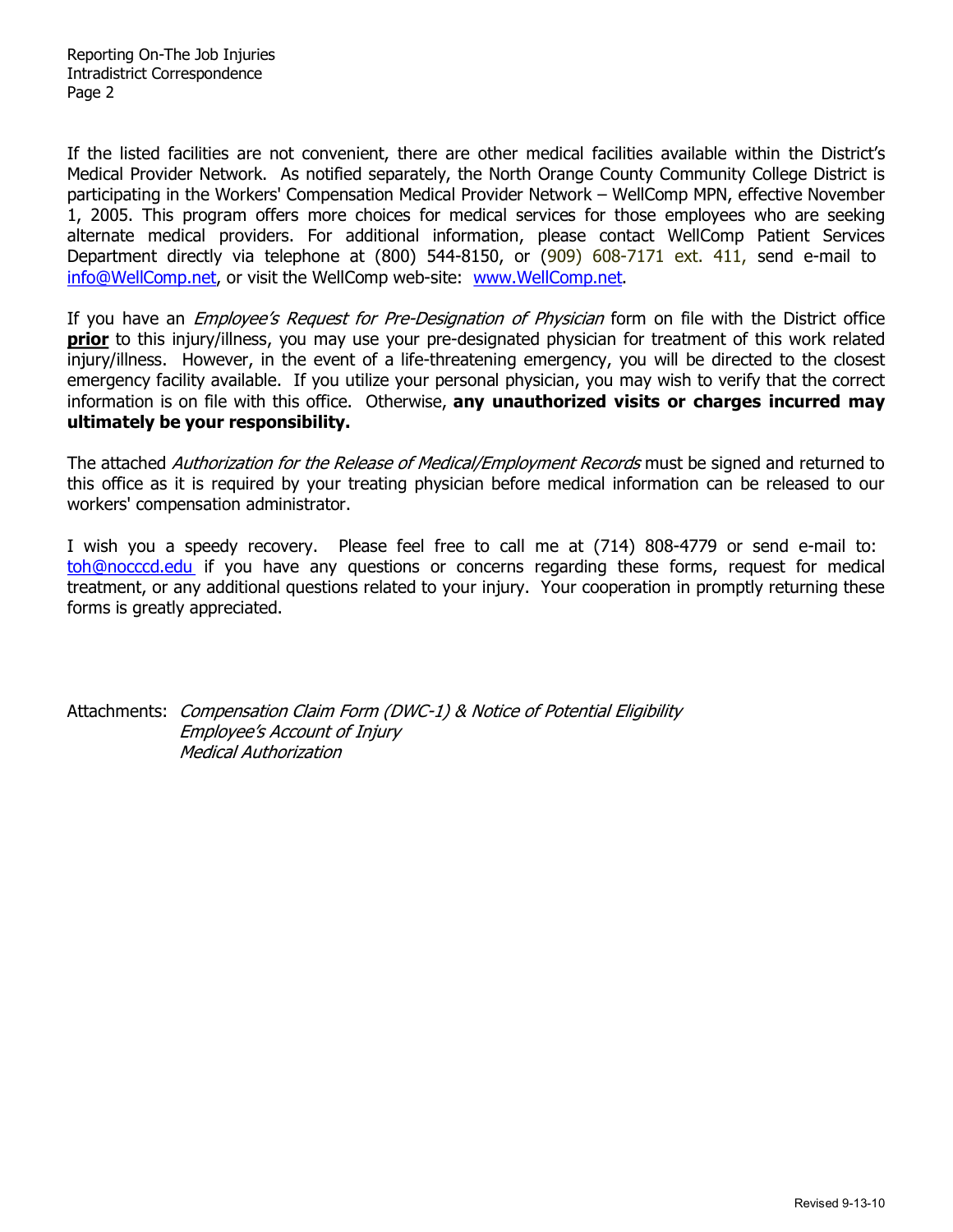If the listed facilities are not convenient, there are other medical facilities available within the District's Medical Provider Network. As notified separately, the North Orange County Community College District is participating in the Workers' Compensation Medical Provider Network – WellComp MPN, effective November 1, 2005. This program offers more choices for medical services for those employees who are seeking alternate medical providers. For additional information, please contact WellComp Patient Services Department directly via telephone at (800) 544-8150, or (909) 608-7171 ext. 411, send e-mail to info@WellComp.net, or visit the WellComp web-site: www.WellComp.net.

If you have an *Employee's Request for Pre-Designation of Physician* form on file with the District office **prior** to this injury/illness, you may use your pre-designated physician for treatment of this work related injury/illness. However, in the event of a life-threatening emergency, you will be directed to the closest emergency facility available. If you utilize your personal physician, you may wish to verify that the correct information is on file with this office. Otherwise, **any unauthorized visits or charges incurred may ultimately be your responsibility.**

The attached *Authorization for the Release of Medical/Employment Records* must be signed and returned to this office as it is required by your treating physician before medical information can be released to our workers' compensation administrator.

I wish you a speedy recovery. Please feel free to call me at (714) 808-4779 or send e-mail to: toh@nocccd.edu if you have any questions or concerns regarding these forms, request for medical treatment, or any additional questions related to your injury. Your cooperation in promptly returning these forms is greatly appreciated.

Attachments: *Compensation Claim Form (DWC-1) & Notice of Potential Eligibility*
*Employee's Account of Injury*
*Medical Authorization*

Revised 9-13-10